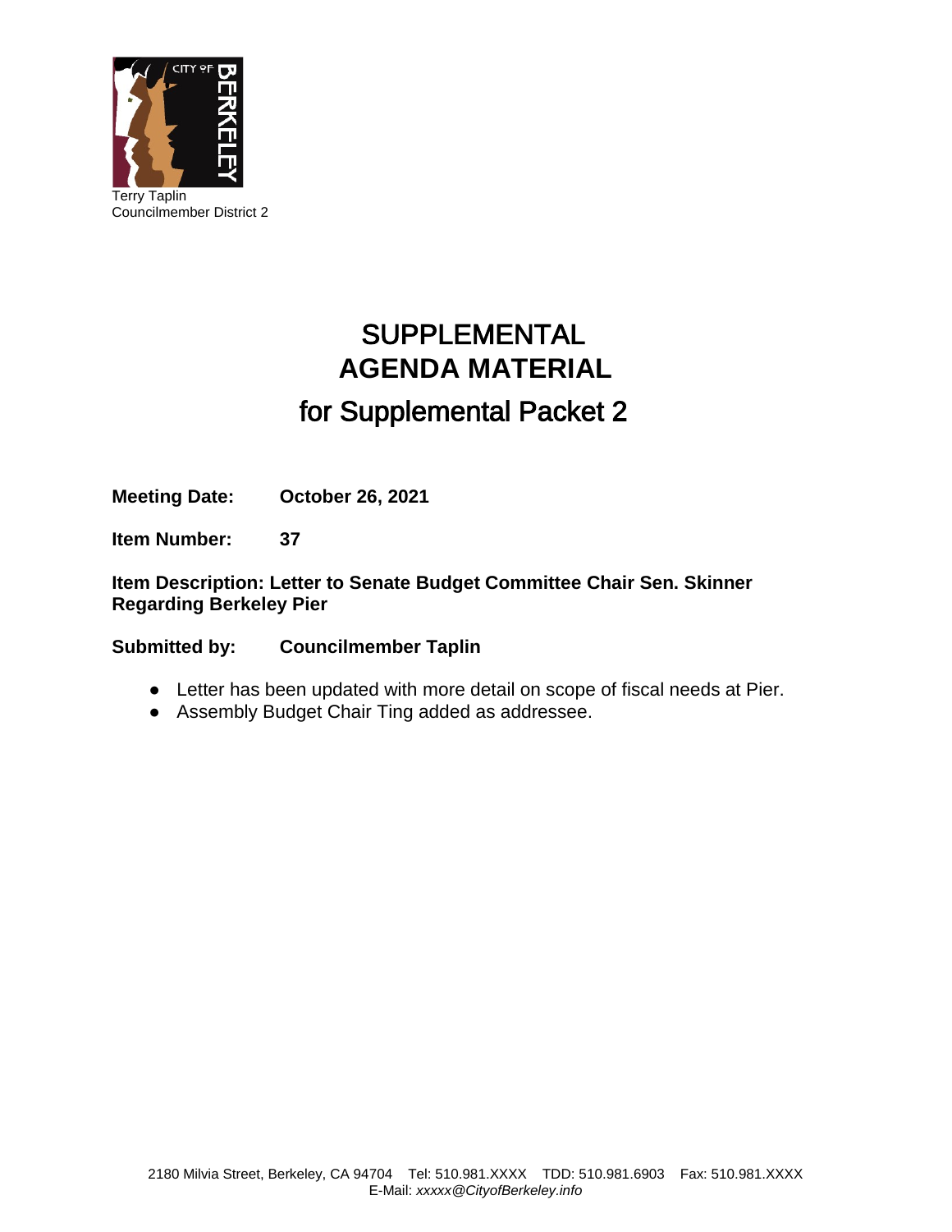Terry Taplin
Councilmember District 2

# SUPPLEMENTAL AGENDA MATERIAL

## for Supplemental Packet 2

**Meeting Date:** **October 26, 2021**

**Item Number:** **37**

**Item Description: Letter to Senate Budget Committee Chair Sen. Skinner Regarding Berkeley Pier**

**Submitted by:** **Councilmember Taplin**

- Letter has been updated with more detail on scope of fiscal needs at Pier.
- Assembly Budget Chair Ting added as addressee.

2180 Milvia Street, Berkeley, CA 94704 Tel: 510.981.XXXX TDD: 510.981.6903 Fax: 510.981.XXXX
E-Mail: *xxxxx@CityofBerkeley.info*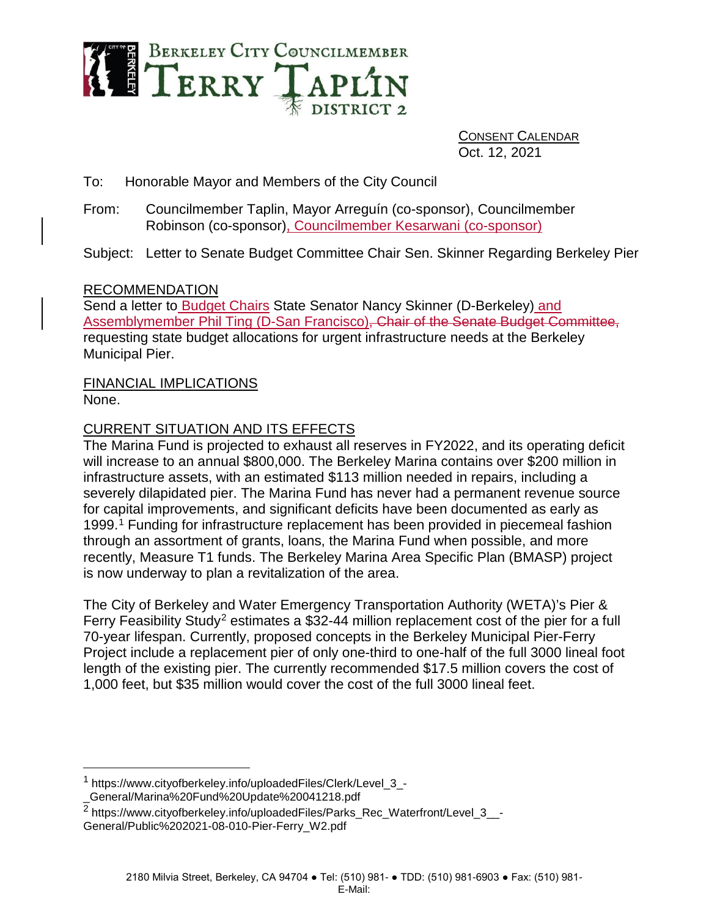# Berkeley City Councilmember Terry Taplin District 2

CONSENT CALENDAR
Oct. 12, 2021

To: Honorable Mayor and Members of the City Council

From: Councilmember Taplin, Mayor Arreguín (co-sponsor), Councilmember Robinson (co-sponsor), Councilmember Kesarwani (co-sponsor)

Subject: Letter to Senate Budget Committee Chair Sen. Skinner Regarding Berkeley Pier

## RECOMMENDATION

Send a letter to Budget Chairs State Senator Nancy Skinner (D-Berkeley) and Assemblymember Phil Ting (D-San Francisco), ~~Chair of the Senate Budget Committee,~~ requesting state budget allocations for urgent infrastructure needs at the Berkeley Municipal Pier.

## FINANCIAL IMPLICATIONS

None.

## CURRENT SITUATION AND ITS EFFECTS

The Marina Fund is projected to exhaust all reserves in FY2022, and its operating deficit will increase to an annual $800,000. The Berkeley Marina contains over $200 million in infrastructure assets, with an estimated $113 million needed in repairs, including a severely dilapidated pier. The Marina Fund has never had a permanent revenue source for capital improvements, and significant deficits have been documented as early as 1999.[1] Funding for infrastructure replacement has been provided in piecemeal fashion through an assortment of grants, loans, the Marina Fund when possible, and more recently, Measure T1 funds. The Berkeley Marina Area Specific Plan (BMASP) project is now underway to plan a revitalization of the area.

The City of Berkeley and Water Emergency Transportation Authority (WETA)'s Pier & Ferry Feasibility Study[2] estimates a $32-44 million replacement cost of the pier for a full 70-year lifespan. Currently, proposed concepts in the Berkeley Municipal Pier-Ferry Project include a replacement pier of only one-third to one-half of the full 3000 lineal foot length of the existing pier. The currently recommended $17.5 million covers the cost of 1,000 feet, but $35 million would cover the cost of the full 3000 lineal feet.

---

[1] https://www.cityofberkeley.info/uploadedFiles/Clerk/Level_3_-_General/Marina%20Fund%20Update%20041218.pdf

[2] https://www.cityofberkeley.info/uploadedFiles/Parks_Rec_Waterfront/Level_3__-General/Public%202021-08-010-Pier-Ferry_W2.pdf

2180 Milvia Street, Berkeley, CA 94704 ● Tel: (510) 981- ● TDD: (510) 981-6903 ● Fax: (510) 981-
E-Mail: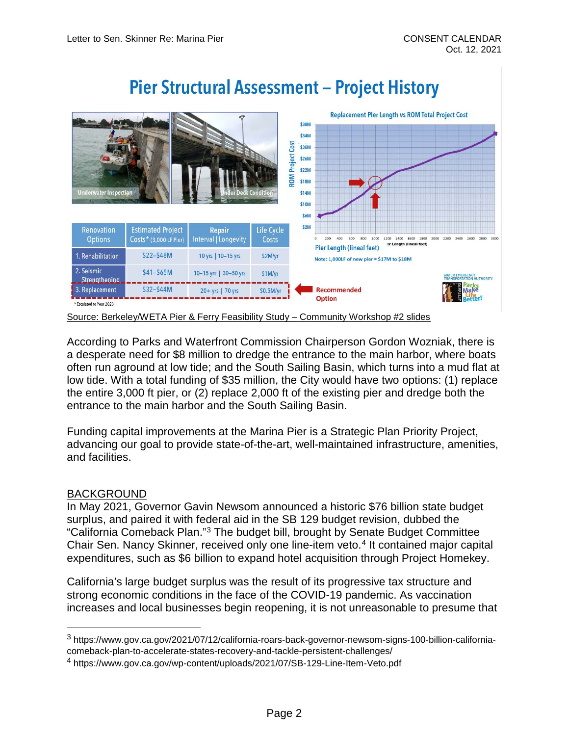# Pier Structural Assessment – Project History

| Renovation Options | Estimated Project Costs* (3,000 LF Pier) | Repair Interval \| Longevity | Life Cycle Costs |
|---|---|---|---|
| 1. Rehabilitation | $22–$48M | 10 yrs \| 10–15 yrs | $2M/yr |
| 2. Seismic Strengthening | $41–$65M | 10–15 yrs \| 30–50 yrs | $1M/yr |
| 3. Replacement | $32–$44M | 20+ yrs \| 70 yrs | $0.5M/yr |

\* Escalated to Year 2023

Recommended Option: 3. Replacement

Replacement Pier Length vs ROM Total Project Cost

Note: 1,000LF of new pier = $17M to $18M

Source: Berkeley/WETA Pier & Ferry Feasibility Study – Community Workshop #2 slides

According to Parks and Waterfront Commission Chairperson Gordon Wozniak, there is a desperate need for $8 million to dredge the entrance to the main harbor, where boats often run aground at low tide; and the South Sailing Basin, which turns into a mud flat at low tide. With a total funding of $35 million, the City would have two options: (1) replace the entire 3,000 ft pier, or (2) replace 2,000 ft of the existing pier and dredge both the entrance to the main harbor and the South Sailing Basin.

Funding capital improvements at the Marina Pier is a Strategic Plan Priority Project, advancing our goal to provide state-of-the-art, well-maintained infrastructure, amenities, and facilities.

## BACKGROUND

In May 2021, Governor Gavin Newsom announced a historic $76 billion state budget surplus, and paired it with federal aid in the SB 129 budget revision, dubbed the "California Comeback Plan."[3] The budget bill, brought by Senate Budget Committee Chair Sen. Nancy Skinner, received only one line-item veto.[4] It contained major capital expenditures, such as $6 billion to expand hotel acquisition through Project Homekey.

California's large budget surplus was the result of its progressive tax structure and strong economic conditions in the face of the COVID-19 pandemic. As vaccination increases and local businesses begin reopening, it is not unreasonable to presume that

---

[3] https://www.gov.ca.gov/2021/07/12/california-roars-back-governor-newsom-signs-100-billion-california-comeback-plan-to-accelerate-states-recovery-and-tackle-persistent-challenges/

[4] https://www.gov.ca.gov/wp-content/uploads/2021/07/SB-129-Line-Item-Veto.pdf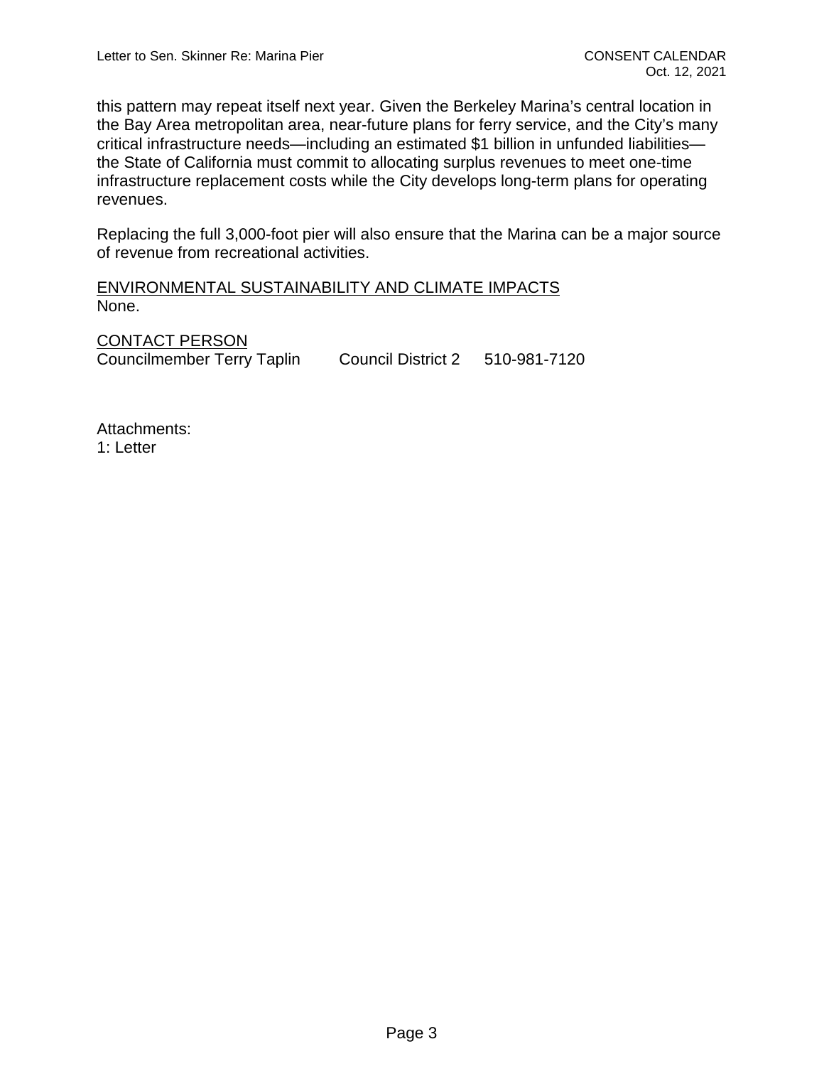this pattern may repeat itself next year. Given the Berkeley Marina's central location in the Bay Area metropolitan area, near-future plans for ferry service, and the City's many critical infrastructure needs—including an estimated $1 billion in unfunded liabilities—the State of California must commit to allocating surplus revenues to meet one-time infrastructure replacement costs while the City develops long-term plans for operating revenues.

Replacing the full 3,000-foot pier will also ensure that the Marina can be a major source of revenue from recreational activities.

ENVIRONMENTAL SUSTAINABILITY AND CLIMATE IMPACTS
None.

CONTACT PERSON
Councilmember Terry Taplin    Council District 2    510-981-7120

Attachments:
1: Letter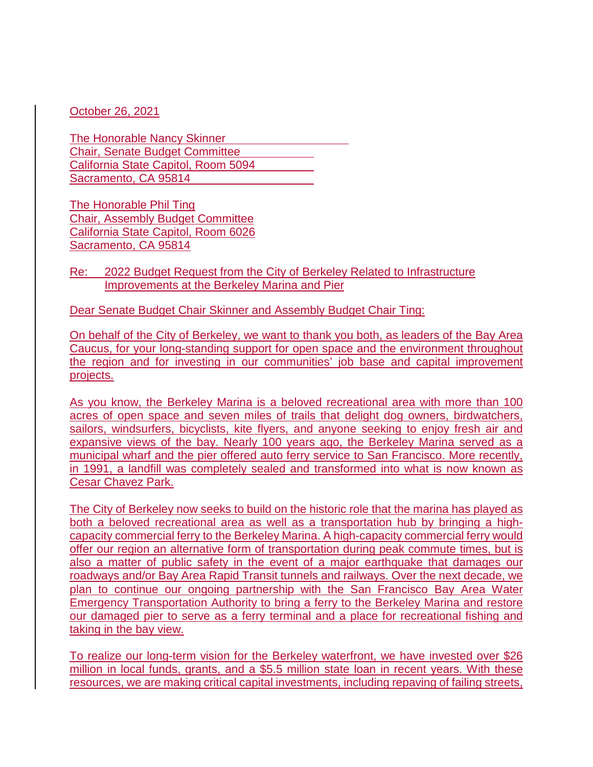October 26, 2021

The Honorable Nancy Skinner
Chair, Senate Budget Committee
California State Capitol, Room 5094
Sacramento, CA 95814

The Honorable Phil Ting
Chair, Assembly Budget Committee
California State Capitol, Room 6026
Sacramento, CA 95814

Re: 2022 Budget Request from the City of Berkeley Related to Infrastructure Improvements at the Berkeley Marina and Pier

Dear Senate Budget Chair Skinner and Assembly Budget Chair Ting:

On behalf of the City of Berkeley, we want to thank you both, as leaders of the Bay Area Caucus, for your long-standing support for open space and the environment throughout the region and for investing in our communities' job base and capital improvement projects.

As you know, the Berkeley Marina is a beloved recreational area with more than 100 acres of open space and seven miles of trails that delight dog owners, birdwatchers, sailors, windsurfers, bicyclists, kite flyers, and anyone seeking to enjoy fresh air and expansive views of the bay. Nearly 100 years ago, the Berkeley Marina served as a municipal wharf and the pier offered auto ferry service to San Francisco. More recently, in 1991, a landfill was completely sealed and transformed into what is now known as Cesar Chavez Park.

The City of Berkeley now seeks to build on the historic role that the marina has played as both a beloved recreational area as well as a transportation hub by bringing a high-capacity commercial ferry to the Berkeley Marina. A high-capacity commercial ferry would offer our region an alternative form of transportation during peak commute times, but is also a matter of public safety in the event of a major earthquake that damages our roadways and/or Bay Area Rapid Transit tunnels and railways. Over the next decade, we plan to continue our ongoing partnership with the San Francisco Bay Area Water Emergency Transportation Authority to bring a ferry to the Berkeley Marina and restore our damaged pier to serve as a ferry terminal and a place for recreational fishing and taking in the bay view.

To realize our long-term vision for the Berkeley waterfront, we have invested over $26 million in local funds, grants, and a $5.5 million state loan in recent years. With these resources, we are making critical capital investments, including repaving of failing streets,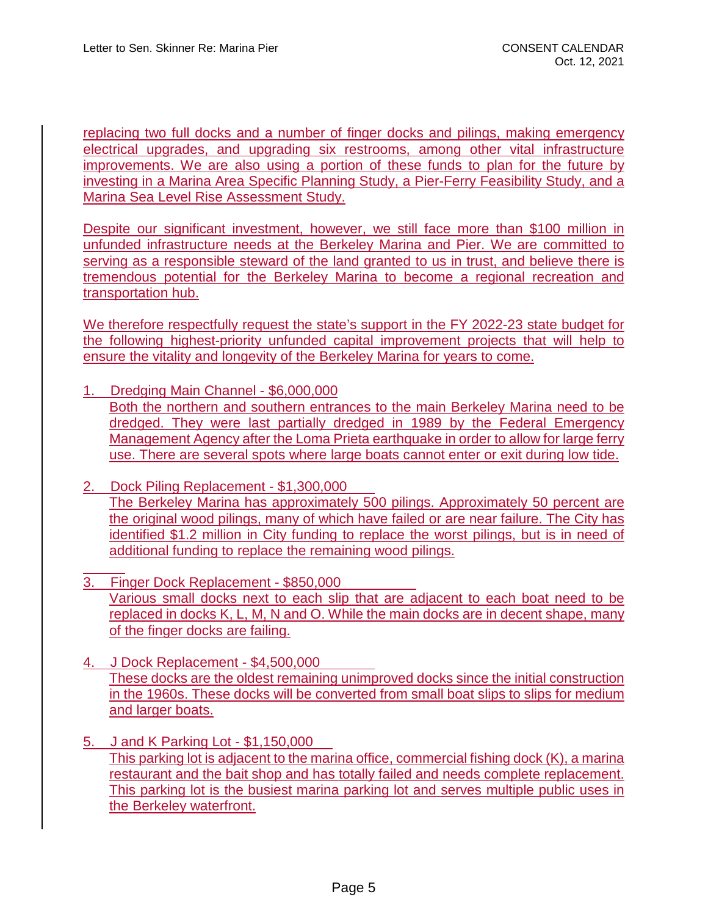replacing two full docks and a number of finger docks and pilings, making emergency electrical upgrades, and upgrading six restrooms, among other vital infrastructure improvements. We are also using a portion of these funds to plan for the future by investing in a Marina Area Specific Planning Study, a Pier-Ferry Feasibility Study, and a Marina Sea Level Rise Assessment Study.

Despite our significant investment, however, we still face more than $100 million in unfunded infrastructure needs at the Berkeley Marina and Pier. We are committed to serving as a responsible steward of the land granted to us in trust, and believe there is tremendous potential for the Berkeley Marina to become a regional recreation and transportation hub.

We therefore respectfully request the state's support in the FY 2022-23 state budget for the following highest-priority unfunded capital improvement projects that will help to ensure the vitality and longevity of the Berkeley Marina for years to come.

1. Dredging Main Channel - $6,000,000
   Both the northern and southern entrances to the main Berkeley Marina need to be dredged. They were last partially dredged in 1989 by the Federal Emergency Management Agency after the Loma Prieta earthquake in order to allow for large ferry use. There are several spots where large boats cannot enter or exit during low tide.

2. Dock Piling Replacement - $1,300,000
   The Berkeley Marina has approximately 500 pilings. Approximately 50 percent are the original wood pilings, many of which have failed or are near failure. The City has identified $1.2 million in City funding to replace the worst pilings, but is in need of additional funding to replace the remaining wood pilings.

3. Finger Dock Replacement - $850,000
   Various small docks next to each slip that are adjacent to each boat need to be replaced in docks K, L, M, N and O. While the main docks are in decent shape, many of the finger docks are failing.

4. J Dock Replacement - $4,500,000
   These docks are the oldest remaining unimproved docks since the initial construction in the 1960s. These docks will be converted from small boat slips to slips for medium and larger boats.

5. J and K Parking Lot - $1,150,000
   This parking lot is adjacent to the marina office, commercial fishing dock (K), a marina restaurant and the bait shop and has totally failed and needs complete replacement. This parking lot is the busiest marina parking lot and serves multiple public uses in the Berkeley waterfront.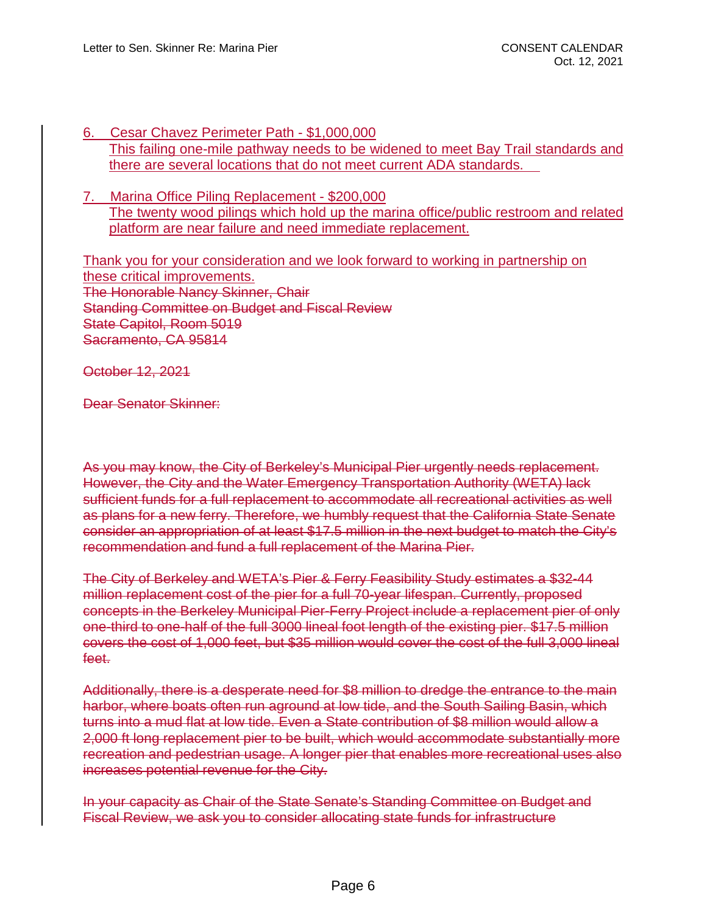6. Cesar Chavez Perimeter Path - $1,000,000
   This failing one-mile pathway needs to be widened to meet Bay Trail standards and there are several locations that do not meet current ADA standards.

7. Marina Office Piling Replacement - $200,000
   The twenty wood pilings which hold up the marina office/public restroom and related platform are near failure and need immediate replacement.

Thank you for your consideration and we look forward to working in partnership on these critical improvements.

~~The Honorable Nancy Skinner, Chair~~
~~Standing Committee on Budget and Fiscal Review~~
~~State Capitol, Room 5019~~
~~Sacramento, CA 95814~~

~~October 12, 2021~~

~~Dear Senator Skinner:~~

~~As you may know, the City of Berkeley's Municipal Pier urgently needs replacement. However, the City and the Water Emergency Transportation Authority (WETA) lack sufficient funds for a full replacement to accommodate all recreational activities as well as plans for a new ferry. Therefore, we humbly request that the California State Senate consider an appropriation of at least $17.5 million in the next budget to match the City's recommendation and fund a full replacement of the Marina Pier.~~

~~The City of Berkeley and WETA's Pier & Ferry Feasibility Study estimates a $32-44 million replacement cost of the pier for a full 70-year lifespan. Currently, proposed concepts in the Berkeley Municipal Pier-Ferry Project include a replacement pier of only one-third to one-half of the full 3000 lineal foot length of the existing pier. $17.5 million covers the cost of 1,000 feet, but $35 million would cover the cost of the full 3,000 lineal feet.~~

~~Additionally, there is a desperate need for $8 million to dredge the entrance to the main harbor, where boats often run aground at low tide, and the South Sailing Basin, which turns into a mud flat at low tide. Even a State contribution of $8 million would allow a 2,000 ft long replacement pier to be built, which would accommodate substantially more recreation and pedestrian usage. A longer pier that enables more recreational uses also increases potential revenue for the City.~~

~~In your capacity as Chair of the State Senate's Standing Committee on Budget and Fiscal Review, we ask you to consider allocating state funds for infrastructure~~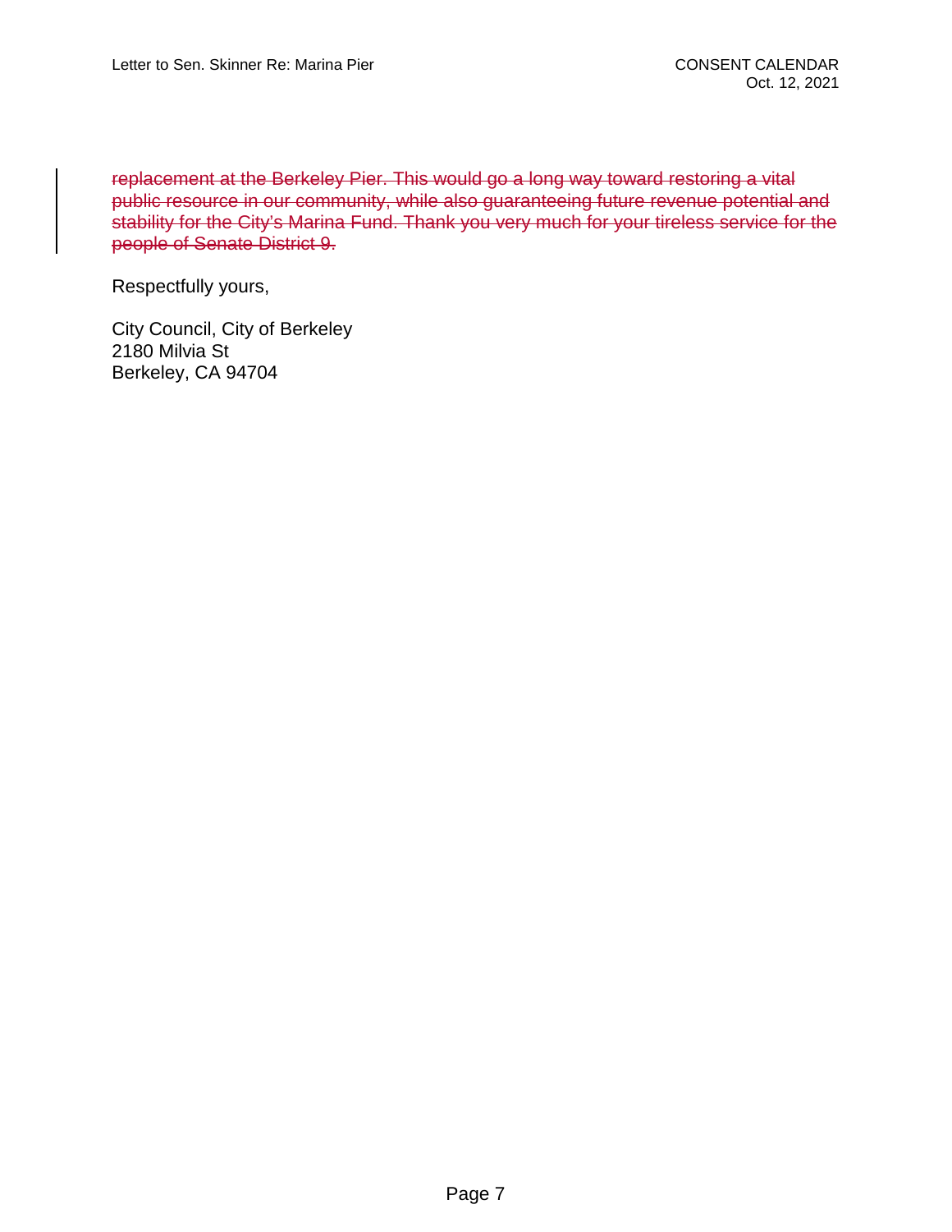~~replacement at the Berkeley Pier. This would go a long way toward restoring a vital public resource in our community, while also guaranteeing future revenue potential and stability for the City's Marina Fund. Thank you very much for your tireless service for the people of Senate District 9.~~

Respectfully yours,

City Council, City of Berkeley
2180 Milvia St
Berkeley, CA 94704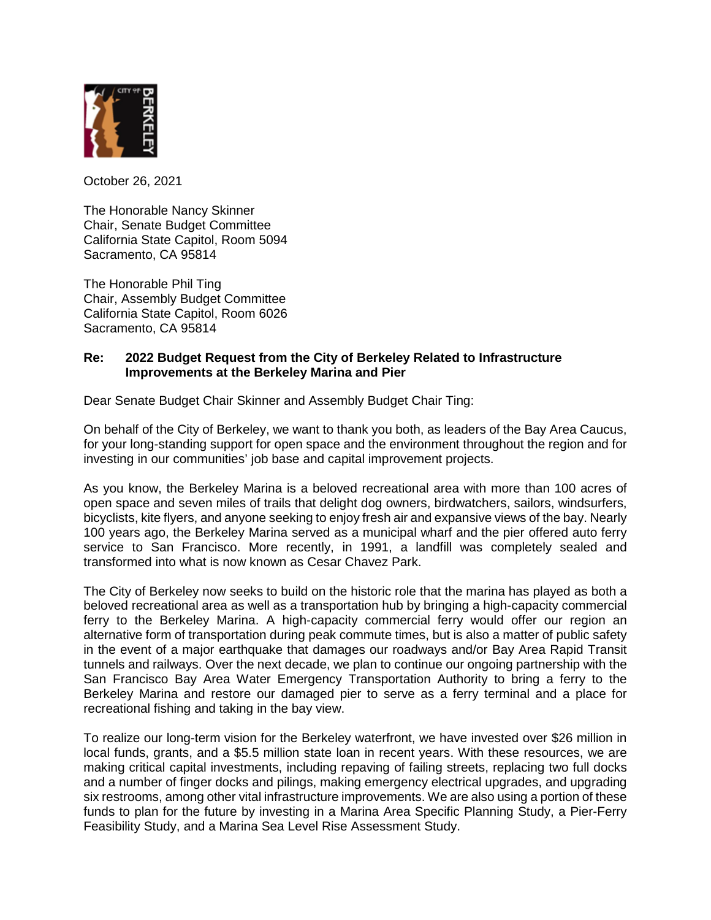October 26, 2021

The Honorable Nancy Skinner
Chair, Senate Budget Committee
California State Capitol, Room 5094
Sacramento, CA 95814

The Honorable Phil Ting
Chair, Assembly Budget Committee
California State Capitol, Room 6026
Sacramento, CA 95814

**Re: 2022 Budget Request from the City of Berkeley Related to Infrastructure Improvements at the Berkeley Marina and Pier**

Dear Senate Budget Chair Skinner and Assembly Budget Chair Ting:

On behalf of the City of Berkeley, we want to thank you both, as leaders of the Bay Area Caucus, for your long-standing support for open space and the environment throughout the region and for investing in our communities' job base and capital improvement projects.

As you know, the Berkeley Marina is a beloved recreational area with more than 100 acres of open space and seven miles of trails that delight dog owners, birdwatchers, sailors, windsurfers, bicyclists, kite flyers, and anyone seeking to enjoy fresh air and expansive views of the bay. Nearly 100 years ago, the Berkeley Marina served as a municipal wharf and the pier offered auto ferry service to San Francisco. More recently, in 1991, a landfill was completely sealed and transformed into what is now known as Cesar Chavez Park.

The City of Berkeley now seeks to build on the historic role that the marina has played as both a beloved recreational area as well as a transportation hub by bringing a high-capacity commercial ferry to the Berkeley Marina. A high-capacity commercial ferry would offer our region an alternative form of transportation during peak commute times, but is also a matter of public safety in the event of a major earthquake that damages our roadways and/or Bay Area Rapid Transit tunnels and railways. Over the next decade, we plan to continue our ongoing partnership with the San Francisco Bay Area Water Emergency Transportation Authority to bring a ferry to the Berkeley Marina and restore our damaged pier to serve as a ferry terminal and a place for recreational fishing and taking in the bay view.

To realize our long-term vision for the Berkeley waterfront, we have invested over $26 million in local funds, grants, and a $5.5 million state loan in recent years. With these resources, we are making critical capital investments, including repaving of failing streets, replacing two full docks and a number of finger docks and pilings, making emergency electrical upgrades, and upgrading six restrooms, among other vital infrastructure improvements. We are also using a portion of these funds to plan for the future by investing in a Marina Area Specific Planning Study, a Pier-Ferry Feasibility Study, and a Marina Sea Level Rise Assessment Study.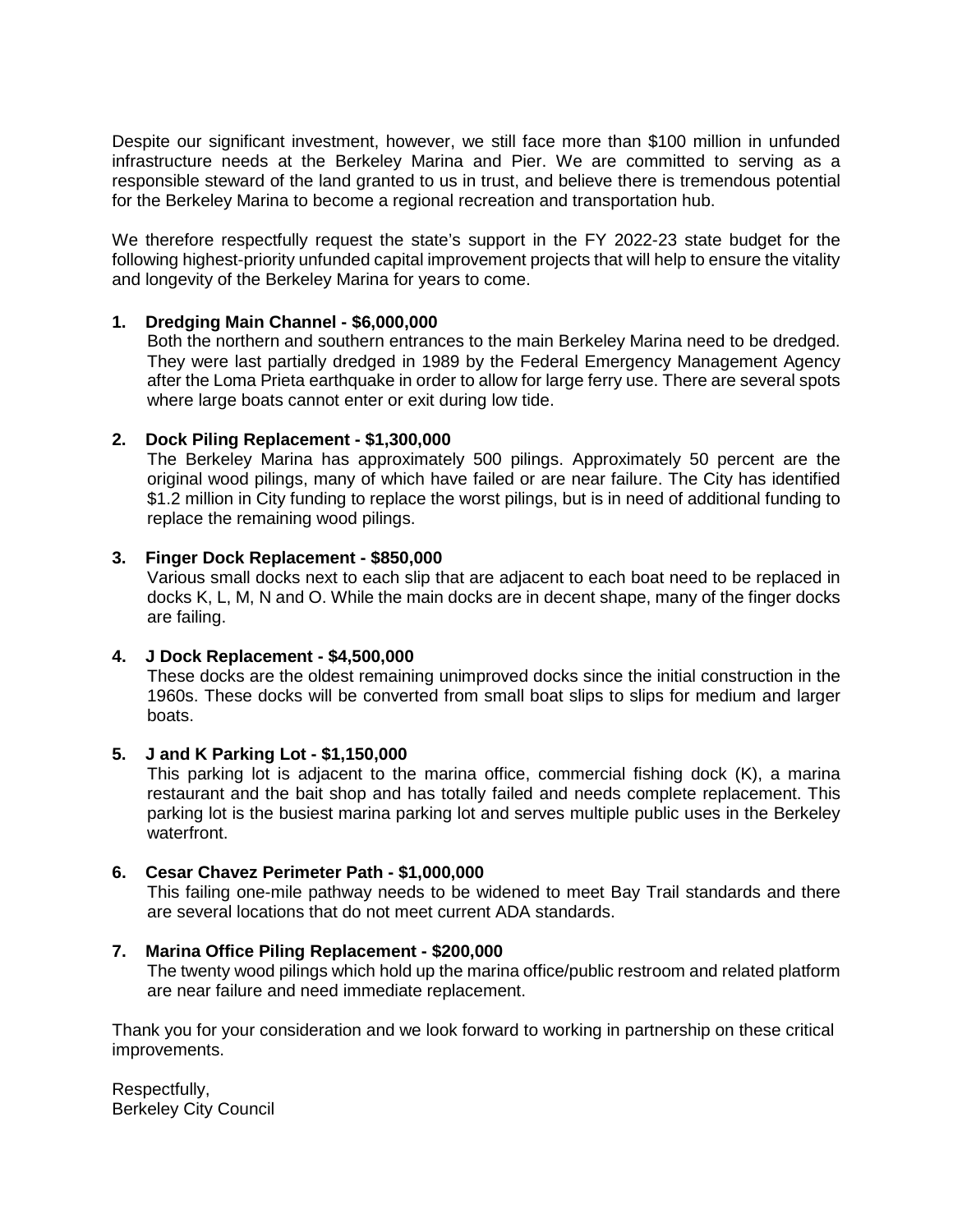Despite our significant investment, however, we still face more than $100 million in unfunded infrastructure needs at the Berkeley Marina and Pier. We are committed to serving as a responsible steward of the land granted to us in trust, and believe there is tremendous potential for the Berkeley Marina to become a regional recreation and transportation hub.

We therefore respectfully request the state's support in the FY 2022-23 state budget for the following highest-priority unfunded capital improvement projects that will help to ensure the vitality and longevity of the Berkeley Marina for years to come.

1. **Dredging Main Channel - $6,000,000**
   Both the northern and southern entrances to the main Berkeley Marina need to be dredged. They were last partially dredged in 1989 by the Federal Emergency Management Agency after the Loma Prieta earthquake in order to allow for large ferry use. There are several spots where large boats cannot enter or exit during low tide.

2. **Dock Piling Replacement - $1,300,000**
   The Berkeley Marina has approximately 500 pilings. Approximately 50 percent are the original wood pilings, many of which have failed or are near failure. The City has identified $1.2 million in City funding to replace the worst pilings, but is in need of additional funding to replace the remaining wood pilings.

3. **Finger Dock Replacement - $850,000**
   Various small docks next to each slip that are adjacent to each boat need to be replaced in docks K, L, M, N and O. While the main docks are in decent shape, many of the finger docks are failing.

4. **J Dock Replacement - $4,500,000**
   These docks are the oldest remaining unimproved docks since the initial construction in the 1960s. These docks will be converted from small boat slips to slips for medium and larger boats.

5. **J and K Parking Lot - $1,150,000**
   This parking lot is adjacent to the marina office, commercial fishing dock (K), a marina restaurant and the bait shop and has totally failed and needs complete replacement. This parking lot is the busiest marina parking lot and serves multiple public uses in the Berkeley waterfront.

6. **Cesar Chavez Perimeter Path - $1,000,000**
   This failing one-mile pathway needs to be widened to meet Bay Trail standards and there are several locations that do not meet current ADA standards.

7. **Marina Office Piling Replacement - $200,000**
   The twenty wood pilings which hold up the marina office/public restroom and related platform are near failure and need immediate replacement.

Thank you for your consideration and we look forward to working in partnership on these critical improvements.

Respectfully,
Berkeley City Council